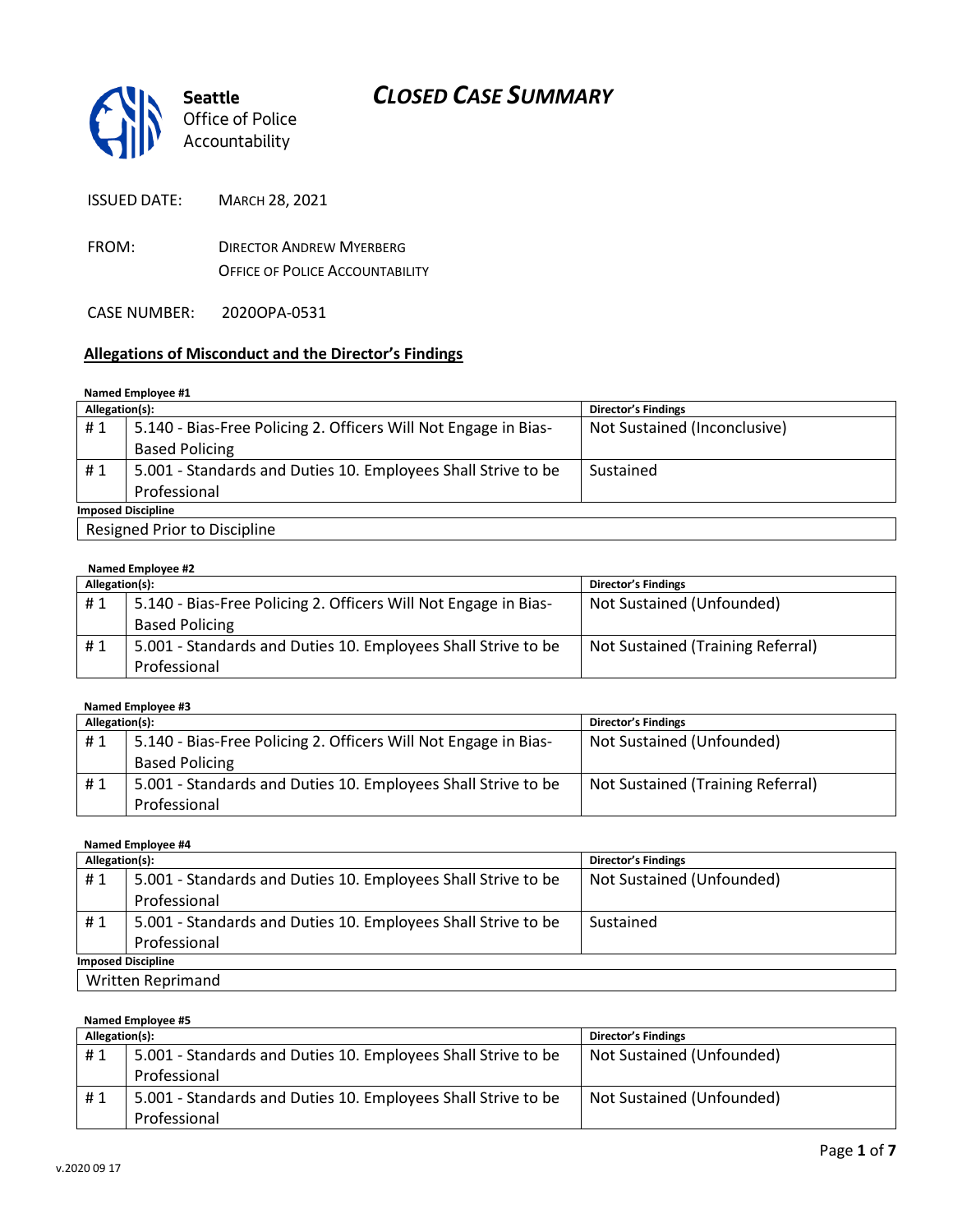**Seattle** Office of Police Accountability

# *CLOSED CASE SUMMARY*

ISSUED DATE: MARCH 28, 2021

FROM: DIRECTOR ANDREW MYERBERG
OFFICE OF POLICE ACCOUNTABILITY

CASE NUMBER: 2020OPA-0531

## Allegations of Misconduct and the Director's Findings

**Named Employee #1**

| Allegation(s): | | Director's Findings |
|---|---|---|
| # 1 | 5.140 - Bias-Free Policing 2. Officers Will Not Engage in Bias-Based Policing | Not Sustained (Inconclusive) |
| # 1 | 5.001 - Standards and Duties 10. Employees Shall Strive to be Professional | Sustained |
| **Imposed Discipline** | | |
| Resigned Prior to Discipline | | |

**Named Employee #2**

| Allegation(s): | | Director's Findings |
|---|---|---|
| # 1 | 5.140 - Bias-Free Policing 2. Officers Will Not Engage in Bias-Based Policing | Not Sustained (Unfounded) |
| # 1 | 5.001 - Standards and Duties 10. Employees Shall Strive to be Professional | Not Sustained (Training Referral) |

**Named Employee #3**

| Allegation(s): | | Director's Findings |
|---|---|---|
| # 1 | 5.140 - Bias-Free Policing 2. Officers Will Not Engage in Bias-Based Policing | Not Sustained (Unfounded) |
| # 1 | 5.001 - Standards and Duties 10. Employees Shall Strive to be Professional | Not Sustained (Training Referral) |

**Named Employee #4**

| Allegation(s): | | Director's Findings |
|---|---|---|
| # 1 | 5.001 - Standards and Duties 10. Employees Shall Strive to be Professional | Not Sustained (Unfounded) |
| # 1 | 5.001 - Standards and Duties 10. Employees Shall Strive to be Professional | Sustained |
| **Imposed Discipline** | | |
| Written Reprimand | | |

**Named Employee #5**

| Allegation(s): | | Director's Findings |
|---|---|---|
| # 1 | 5.001 - Standards and Duties 10. Employees Shall Strive to be Professional | Not Sustained (Unfounded) |
| # 1 | 5.001 - Standards and Duties 10. Employees Shall Strive to be Professional | Not Sustained (Unfounded) |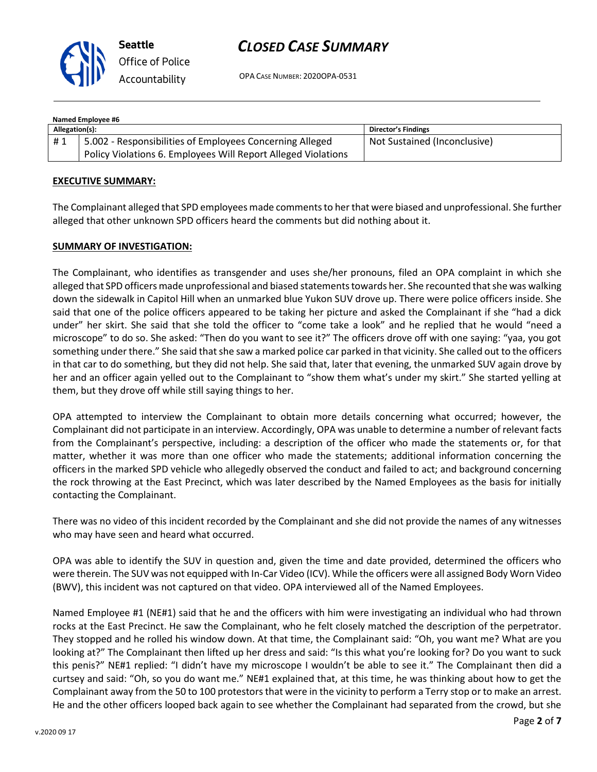**Named Employee #6**

| Allegation(s): | | Director's Findings |
|---|---|---|
| # 1 | 5.002 - Responsibilities of Employees Concerning Alleged Policy Violations 6. Employees Will Report Alleged Violations | Not Sustained (Inconclusive) |

**EXECUTIVE SUMMARY:**

The Complainant alleged that SPD employees made comments to her that were biased and unprofessional. She further alleged that other unknown SPD officers heard the comments but did nothing about it.

**SUMMARY OF INVESTIGATION:**

The Complainant, who identifies as transgender and uses she/her pronouns, filed an OPA complaint in which she alleged that SPD officers made unprofessional and biased statements towards her. She recounted that she was walking down the sidewalk in Capitol Hill when an unmarked blue Yukon SUV drove up. There were police officers inside. She said that one of the police officers appeared to be taking her picture and asked the Complainant if she "had a dick under" her skirt. She said that she told the officer to "come take a look" and he replied that he would "need a microscope" to do so. She asked: "Then do you want to see it?" The officers drove off with one saying: "yaa, you got something under there." She said that she saw a marked police car parked in that vicinity. She called out to the officers in that car to do something, but they did not help. She said that, later that evening, the unmarked SUV again drove by her and an officer again yelled out to the Complainant to "show them what's under my skirt." She started yelling at them, but they drove off while still saying things to her.

OPA attempted to interview the Complainant to obtain more details concerning what occurred; however, the Complainant did not participate in an interview. Accordingly, OPA was unable to determine a number of relevant facts from the Complainant's perspective, including: a description of the officer who made the statements or, for that matter, whether it was more than one officer who made the statements; additional information concerning the officers in the marked SPD vehicle who allegedly observed the conduct and failed to act; and background concerning the rock throwing at the East Precinct, which was later described by the Named Employees as the basis for initially contacting the Complainant.

There was no video of this incident recorded by the Complainant and she did not provide the names of any witnesses who may have seen and heard what occurred.

OPA was able to identify the SUV in question and, given the time and date provided, determined the officers who were therein. The SUV was not equipped with In-Car Video (ICV). While the officers were all assigned Body Worn Video (BWV), this incident was not captured on that video. OPA interviewed all of the Named Employees.

Named Employee #1 (NE#1) said that he and the officers with him were investigating an individual who had thrown rocks at the East Precinct. He saw the Complainant, who he felt closely matched the description of the perpetrator. They stopped and he rolled his window down. At that time, the Complainant said: "Oh, you want me? What are you looking at?" The Complainant then lifted up her dress and said: "Is this what you're looking for? Do you want to suck this penis?" NE#1 replied: "I didn't have my microscope I wouldn't be able to see it." The Complainant then did a curtsey and said: "Oh, so you do want me." NE#1 explained that, at this time, he was thinking about how to get the Complainant away from the 50 to 100 protestors that were in the vicinity to perform a Terry stop or to make an arrest. He and the other officers looped back again to see whether the Complainant had separated from the crowd, but she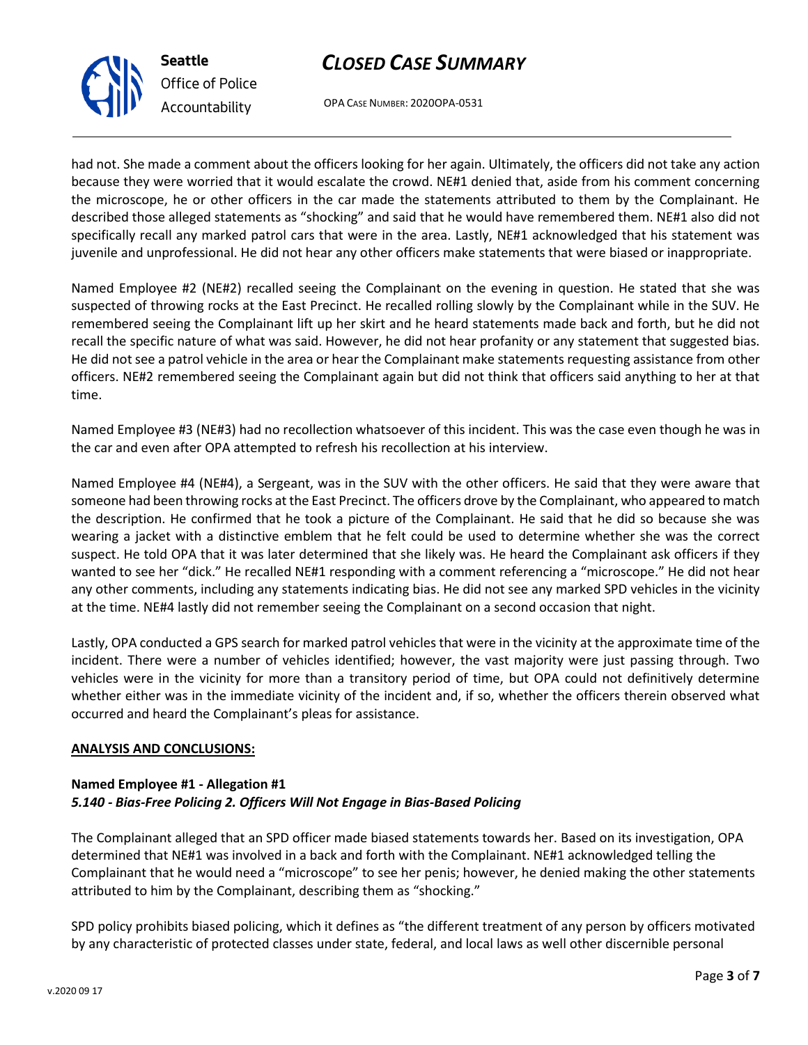had not. She made a comment about the officers looking for her again. Ultimately, the officers did not take any action because they were worried that it would escalate the crowd. NE#1 denied that, aside from his comment concerning the microscope, he or other officers in the car made the statements attributed to them by the Complainant. He described those alleged statements as "shocking" and said that he would have remembered them. NE#1 also did not specifically recall any marked patrol cars that were in the area. Lastly, NE#1 acknowledged that his statement was juvenile and unprofessional. He did not hear any other officers make statements that were biased or inappropriate.

Named Employee #2 (NE#2) recalled seeing the Complainant on the evening in question. He stated that she was suspected of throwing rocks at the East Precinct. He recalled rolling slowly by the Complainant while in the SUV. He remembered seeing the Complainant lift up her skirt and he heard statements made back and forth, but he did not recall the specific nature of what was said. However, he did not hear profanity or any statement that suggested bias. He did not see a patrol vehicle in the area or hear the Complainant make statements requesting assistance from other officers. NE#2 remembered seeing the Complainant again but did not think that officers said anything to her at that time.

Named Employee #3 (NE#3) had no recollection whatsoever of this incident. This was the case even though he was in the car and even after OPA attempted to refresh his recollection at his interview.

Named Employee #4 (NE#4), a Sergeant, was in the SUV with the other officers. He said that they were aware that someone had been throwing rocks at the East Precinct. The officers drove by the Complainant, who appeared to match the description. He confirmed that he took a picture of the Complainant. He said that he did so because she was wearing a jacket with a distinctive emblem that he felt could be used to determine whether she was the correct suspect. He told OPA that it was later determined that she likely was. He heard the Complainant ask officers if they wanted to see her "dick." He recalled NE#1 responding with a comment referencing a "microscope." He did not hear any other comments, including any statements indicating bias. He did not see any marked SPD vehicles in the vicinity at the time. NE#4 lastly did not remember seeing the Complainant on a second occasion that night.

Lastly, OPA conducted a GPS search for marked patrol vehicles that were in the vicinity at the approximate time of the incident. There were a number of vehicles identified; however, the vast majority were just passing through. Two vehicles were in the vicinity for more than a transitory period of time, but OPA could not definitively determine whether either was in the immediate vicinity of the incident and, if so, whether the officers therein observed what occurred and heard the Complainant's pleas for assistance.

**ANALYSIS AND CONCLUSIONS:**

**Named Employee #1 - Allegation #1**
***5.140 - Bias-Free Policing 2. Officers Will Not Engage in Bias-Based Policing***

The Complainant alleged that an SPD officer made biased statements towards her. Based on its investigation, OPA determined that NE#1 was involved in a back and forth with the Complainant. NE#1 acknowledged telling the Complainant that he would need a "microscope" to see her penis; however, he denied making the other statements attributed to him by the Complainant, describing them as "shocking."

SPD policy prohibits biased policing, which it defines as "the different treatment of any person by officers motivated by any characteristic of protected classes under state, federal, and local laws as well other discernible personal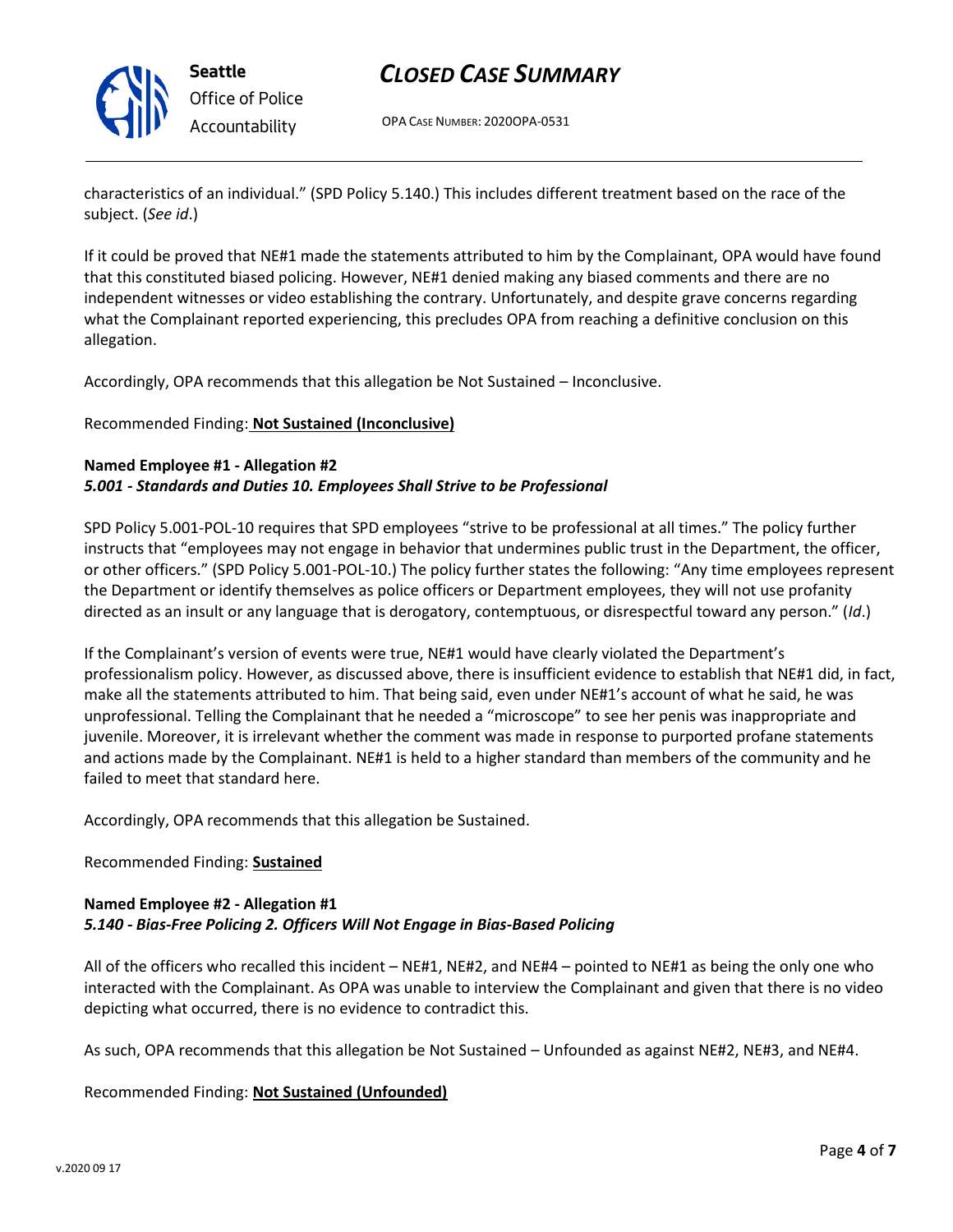characteristics of an individual." (SPD Policy 5.140.) This includes different treatment based on the race of the subject. (*See id*.)

If it could be proved that NE#1 made the statements attributed to him by the Complainant, OPA would have found that this constituted biased policing. However, NE#1 denied making any biased comments and there are no independent witnesses or video establishing the contrary. Unfortunately, and despite grave concerns regarding what the Complainant reported experiencing, this precludes OPA from reaching a definitive conclusion on this allegation.

Accordingly, OPA recommends that this allegation be Not Sustained – Inconclusive.

Recommended Finding: **Not Sustained (Inconclusive)**

**Named Employee #1 - Allegation #2**
***5.001 - Standards and Duties 10. Employees Shall Strive to be Professional***

SPD Policy 5.001-POL-10 requires that SPD employees "strive to be professional at all times." The policy further instructs that "employees may not engage in behavior that undermines public trust in the Department, the officer, or other officers." (SPD Policy 5.001-POL-10.) The policy further states the following: "Any time employees represent the Department or identify themselves as police officers or Department employees, they will not use profanity directed as an insult or any language that is derogatory, contemptuous, or disrespectful toward any person." (*Id*.)

If the Complainant's version of events were true, NE#1 would have clearly violated the Department's professionalism policy. However, as discussed above, there is insufficient evidence to establish that NE#1 did, in fact, make all the statements attributed to him. That being said, even under NE#1's account of what he said, he was unprofessional. Telling the Complainant that he needed a "microscope" to see her penis was inappropriate and juvenile. Moreover, it is irrelevant whether the comment was made in response to purported profane statements and actions made by the Complainant. NE#1 is held to a higher standard than members of the community and he failed to meet that standard here.

Accordingly, OPA recommends that this allegation be Sustained.

Recommended Finding: **Sustained**

**Named Employee #2 - Allegation #1**
***5.140 - Bias-Free Policing 2. Officers Will Not Engage in Bias-Based Policing***

All of the officers who recalled this incident – NE#1, NE#2, and NE#4 – pointed to NE#1 as being the only one who interacted with the Complainant. As OPA was unable to interview the Complainant and given that there is no video depicting what occurred, there is no evidence to contradict this.

As such, OPA recommends that this allegation be Not Sustained – Unfounded as against NE#2, NE#3, and NE#4.

Recommended Finding: **Not Sustained (Unfounded)**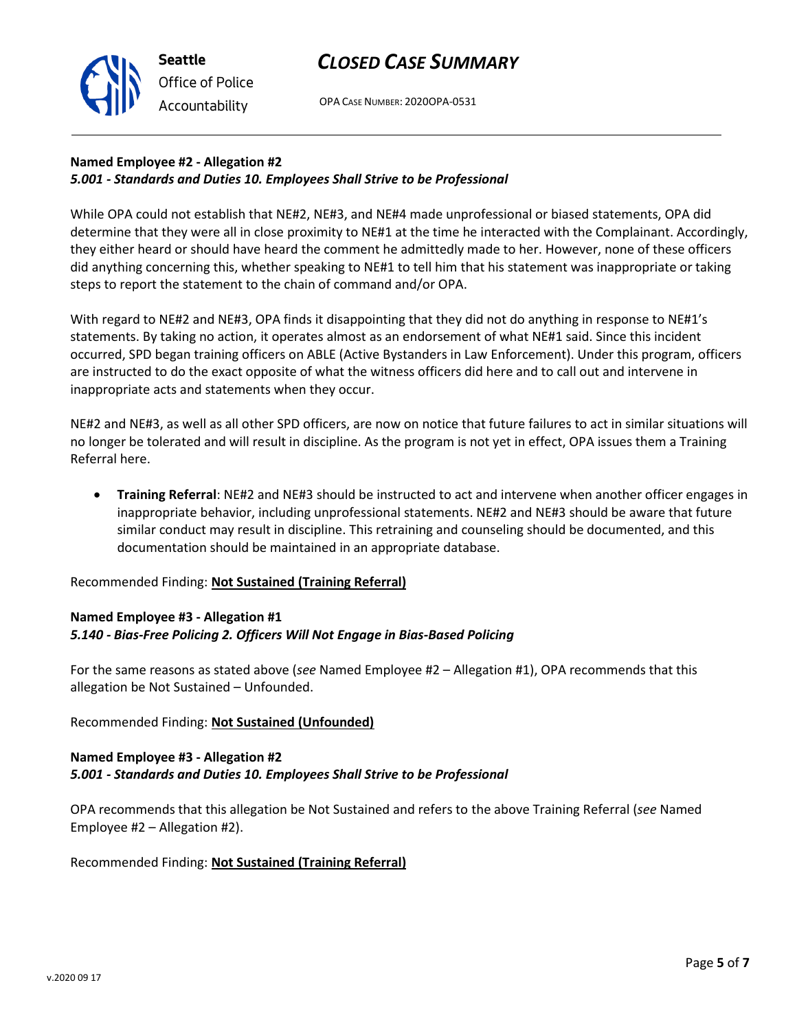**Named Employee #2 - Allegation #2**
***5.001 - Standards and Duties 10. Employees Shall Strive to be Professional***

While OPA could not establish that NE#2, NE#3, and NE#4 made unprofessional or biased statements, OPA did determine that they were all in close proximity to NE#1 at the time he interacted with the Complainant. Accordingly, they either heard or should have heard the comment he admittedly made to her. However, none of these officers did anything concerning this, whether speaking to NE#1 to tell him that his statement was inappropriate or taking steps to report the statement to the chain of command and/or OPA.

With regard to NE#2 and NE#3, OPA finds it disappointing that they did not do anything in response to NE#1's statements. By taking no action, it operates almost as an endorsement of what NE#1 said. Since this incident occurred, SPD began training officers on ABLE (Active Bystanders in Law Enforcement). Under this program, officers are instructed to do the exact opposite of what the witness officers did here and to call out and intervene in inappropriate acts and statements when they occur.

NE#2 and NE#3, as well as all other SPD officers, are now on notice that future failures to act in similar situations will no longer be tolerated and will result in discipline. As the program is not yet in effect, OPA issues them a Training Referral here.

- **Training Referral**: NE#2 and NE#3 should be instructed to act and intervene when another officer engages in inappropriate behavior, including unprofessional statements. NE#2 and NE#3 should be aware that future similar conduct may result in discipline. This retraining and counseling should be documented, and this documentation should be maintained in an appropriate database.

Recommended Finding: **Not Sustained (Training Referral)**

**Named Employee #3 - Allegation #1**
***5.140 - Bias-Free Policing 2. Officers Will Not Engage in Bias-Based Policing***

For the same reasons as stated above (*see* Named Employee #2 – Allegation #1), OPA recommends that this allegation be Not Sustained – Unfounded.

Recommended Finding: **Not Sustained (Unfounded)**

**Named Employee #3 - Allegation #2**
***5.001 - Standards and Duties 10. Employees Shall Strive to be Professional***

OPA recommends that this allegation be Not Sustained and refers to the above Training Referral (*see* Named Employee #2 – Allegation #2).

Recommended Finding: **Not Sustained (Training Referral)**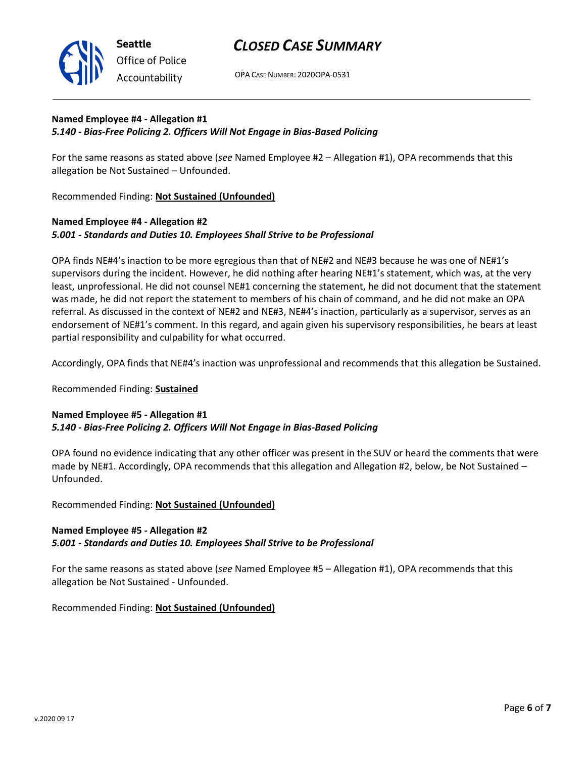**Named Employee #4 - Allegation #1**
***5.140 - Bias-Free Policing 2. Officers Will Not Engage in Bias-Based Policing***

For the same reasons as stated above (*see* Named Employee #2 – Allegation #1), OPA recommends that this allegation be Not Sustained – Unfounded.

Recommended Finding: **Not Sustained (Unfounded)**

**Named Employee #4 - Allegation #2**
***5.001 - Standards and Duties 10. Employees Shall Strive to be Professional***

OPA finds NE#4's inaction to be more egregious than that of NE#2 and NE#3 because he was one of NE#1's supervisors during the incident. However, he did nothing after hearing NE#1's statement, which was, at the very least, unprofessional. He did not counsel NE#1 concerning the statement, he did not document that the statement was made, he did not report the statement to members of his chain of command, and he did not make an OPA referral. As discussed in the context of NE#2 and NE#3, NE#4's inaction, particularly as a supervisor, serves as an endorsement of NE#1's comment. In this regard, and again given his supervisory responsibilities, he bears at least partial responsibility and culpability for what occurred.

Accordingly, OPA finds that NE#4's inaction was unprofessional and recommends that this allegation be Sustained.

Recommended Finding: **Sustained**

**Named Employee #5 - Allegation #1**
***5.140 - Bias-Free Policing 2. Officers Will Not Engage in Bias-Based Policing***

OPA found no evidence indicating that any other officer was present in the SUV or heard the comments that were made by NE#1. Accordingly, OPA recommends that this allegation and Allegation #2, below, be Not Sustained – Unfounded.

Recommended Finding: **Not Sustained (Unfounded)**

**Named Employee #5 - Allegation #2**
***5.001 - Standards and Duties 10. Employees Shall Strive to be Professional***

For the same reasons as stated above (*see* Named Employee #5 – Allegation #1), OPA recommends that this allegation be Not Sustained - Unfounded.

Recommended Finding: **Not Sustained (Unfounded)**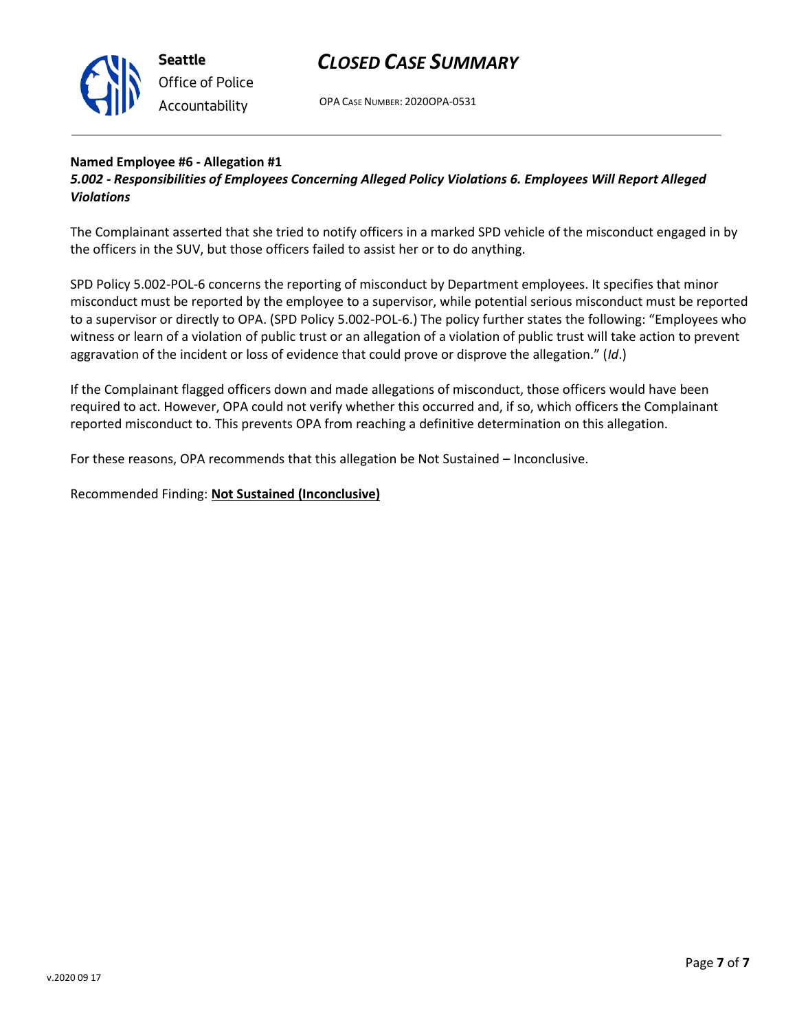**Named Employee #6 - Allegation #1**
***5.002 - Responsibilities of Employees Concerning Alleged Policy Violations 6. Employees Will Report Alleged Violations***

The Complainant asserted that she tried to notify officers in a marked SPD vehicle of the misconduct engaged in by the officers in the SUV, but those officers failed to assist her or to do anything.

SPD Policy 5.002-POL-6 concerns the reporting of misconduct by Department employees. It specifies that minor misconduct must be reported by the employee to a supervisor, while potential serious misconduct must be reported to a supervisor or directly to OPA. (SPD Policy 5.002-POL-6.) The policy further states the following: "Employees who witness or learn of a violation of public trust or an allegation of a violation of public trust will take action to prevent aggravation of the incident or loss of evidence that could prove or disprove the allegation." (*Id*.)

If the Complainant flagged officers down and made allegations of misconduct, those officers would have been required to act. However, OPA could not verify whether this occurred and, if so, which officers the Complainant reported misconduct to. This prevents OPA from reaching a definitive determination on this allegation.

For these reasons, OPA recommends that this allegation be Not Sustained – Inconclusive.

Recommended Finding: **Not Sustained (Inconclusive)**